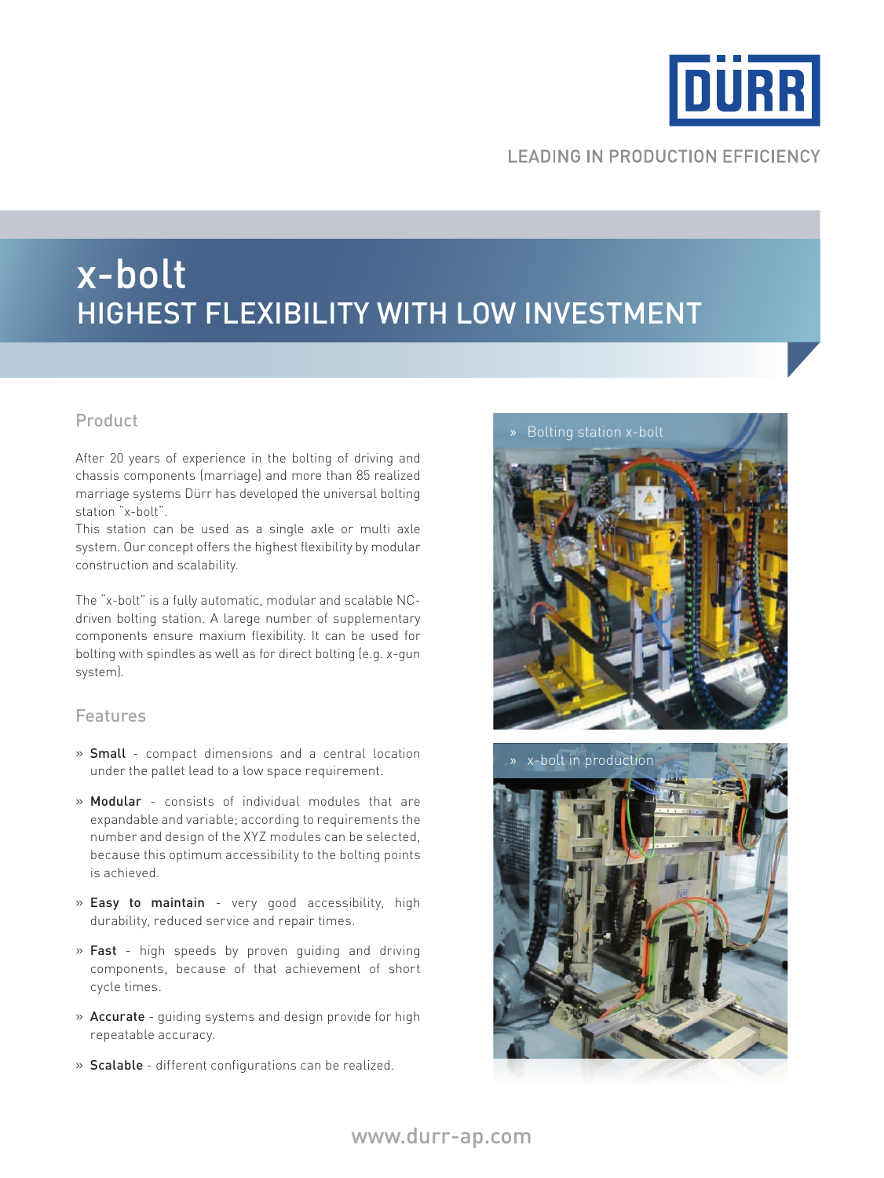DÜRR

LEADING IN PRODUCTION EFFICIENCY

# x-bolt
## HIGHEST FLEXIBILITY WITH LOW INVESTMENT

### Product

After 20 years of experience in the bolting of driving and chassis components (marriage) and more than 85 realized marriage systems Dürr has developed the universal bolting station "x-bolt".
This station can be used as a single axle or multi axle system. Our concept offers the highest flexibility by modular construction and scalability.

The "x-bolt" is a fully automatic, modular and scalable NC-driven bolting station. A larege number of supplementary components ensure maxium flexibility. It can be used for bolting with spindles as well as for direct bolting (e.g. x-gun system).

### Features

- **Small** - compact dimensions and a central location under the pallet lead to a low space requirement.
- **Modular** - consists of individual modules that are expandable and variable; according to requirements the number and design of the XYZ modules can be selected, because this optimum accessibility to the bolting points is achieved.
- **Easy to maintain** - very good accessibility, high durability, reduced service and repair times.
- **Fast** - high speeds by proven guiding and driving components, because of that achievement of short cycle times.
- **Accurate** - guiding systems and design provide for high repeatable accuracy.
- **Scalable** - different configurations can be realized.

» Bolting station x-bolt

» x-bolt in production

www.durr-ap.com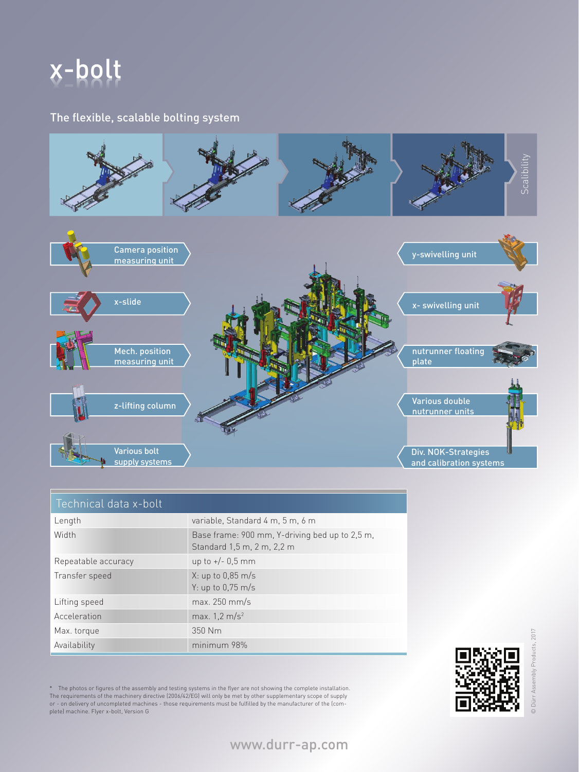# x-bolt

## The flexible, scalable bolting system

Scalibility

Camera position measuring unit

x-slide

Mech. position measuring unit

z-lifting column

Various bolt supply systems

y-swivelling unit

x- swivelling unit

nutrunner floating plate

Various double nutrunner units

Div. NOK-Strategies and calibration systems

| Technical data x-bolt | |
|---|---|
| Length | variable, Standard 4 m, 5 m, 6 m |
| Width | Base frame: 900 mm, Y-driving bed up to 2,5 m, Standard 1,5 m, 2 m, 2,2 m |
| Repeatable accuracy | up to +/- 0,5 mm |
| Transfer speed | X: up to 0,85 m/s<br>Y: up to 0,75 m/s |
| Lifting speed | max. 250 mm/s |
| Acceleration | max. 1,2 $m/s^2$ |
| Max. torque | 350 Nm |
| Availability | minimum 98% |

* The photos or figures of the assembly and testing systems in the flyer are not showing the complete installation. The requirements of the machinery directive (2006/42/EG) will only be met by other supplementary scope of supply or - on delivery of uncompleted machines - those requirements must be fulfilled by the manufacturer of the (complete) machine. Flyer x-bolt, Version G

© Dürr Assembly Products, 2017

www.durr-ap.com